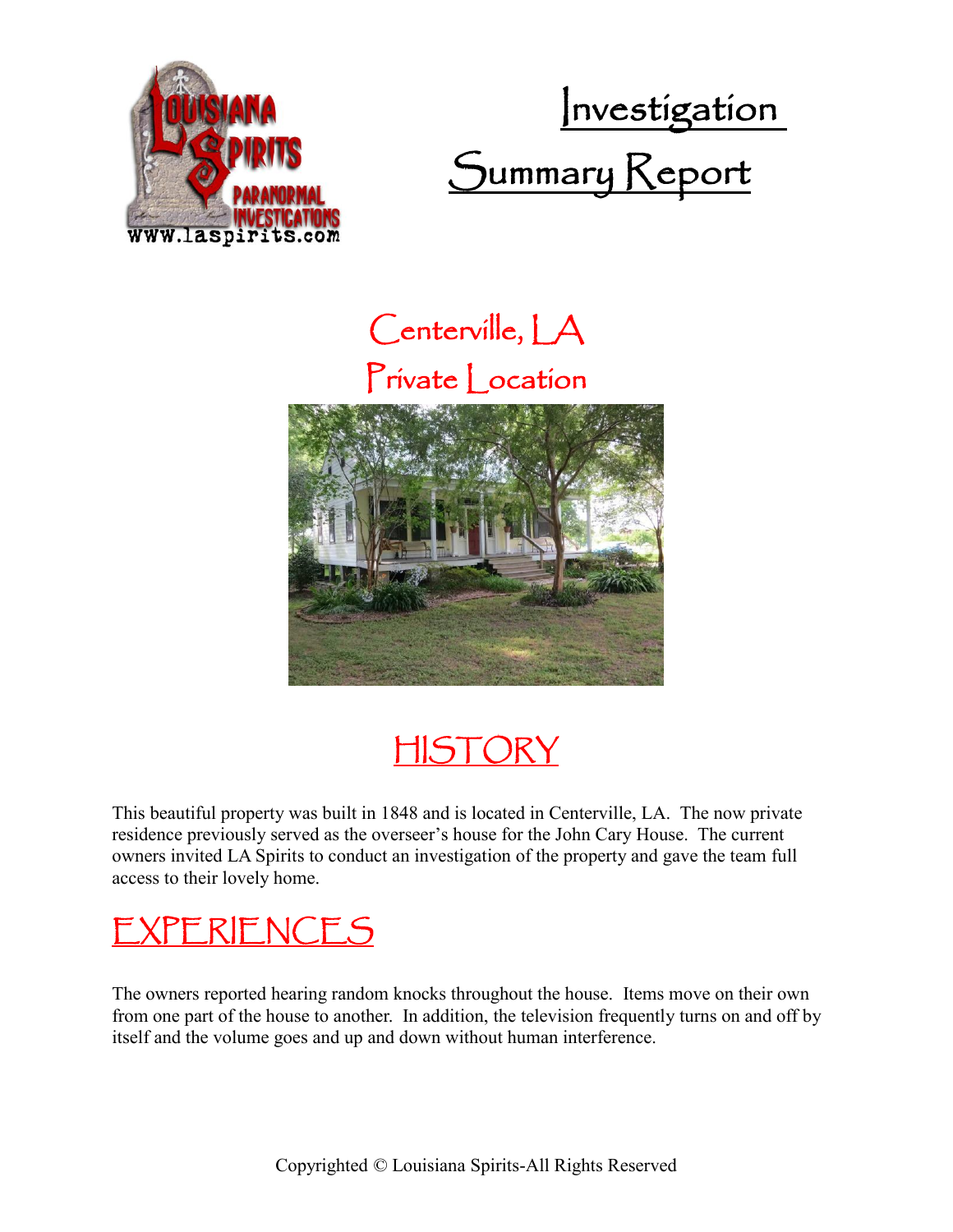# Investigation Summary Report

## Centerville, LA
## Private Location

## HISTORY

This beautiful property was built in 1848 and is located in Centerville, LA. The now private residence previously served as the overseer's house for the John Cary House. The current owners invited LA Spirits to conduct an investigation of the property and gave the team full access to their lovely home.

## EXPERIENCES

The owners reported hearing random knocks throughout the house. Items move on their own from one part of the house to another. In addition, the television frequently turns on and off by itself and the volume goes and up and down without human interference.

Copyrighted © Louisiana Spirits-All Rights Reserved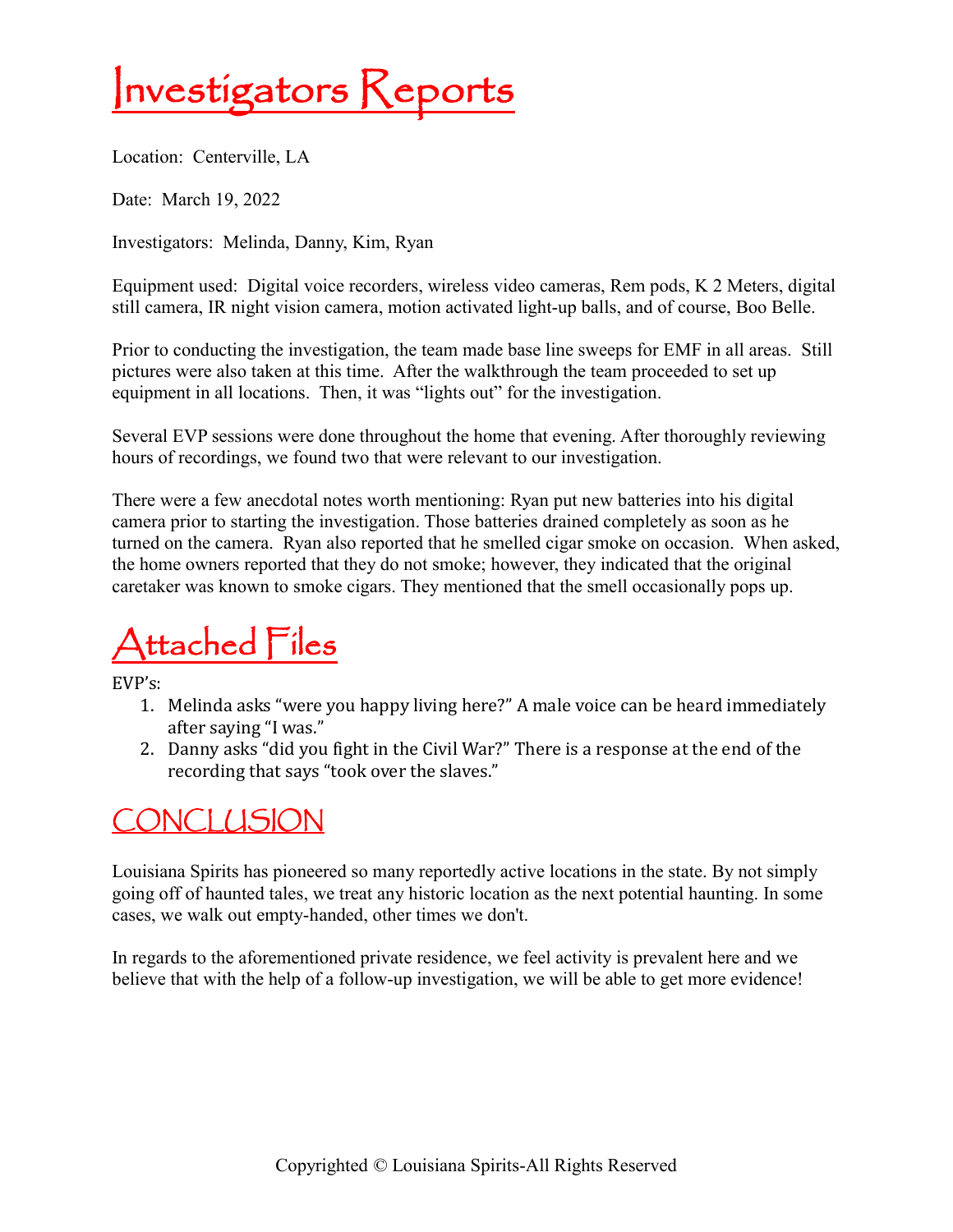# Investigators Reports

Location: Centerville, LA

Date: March 19, 2022

Investigators: Melinda, Danny, Kim, Ryan

Equipment used: Digital voice recorders, wireless video cameras, Rem pods, K 2 Meters, digital still camera, IR night vision camera, motion activated light-up balls, and of course, Boo Belle.

Prior to conducting the investigation, the team made base line sweeps for EMF in all areas. Still pictures were also taken at this time. After the walkthrough the team proceeded to set up equipment in all locations. Then, it was "lights out" for the investigation.

Several EVP sessions were done throughout the home that evening. After thoroughly reviewing hours of recordings, we found two that were relevant to our investigation.

There were a few anecdotal notes worth mentioning: Ryan put new batteries into his digital camera prior to starting the investigation. Those batteries drained completely as soon as he turned on the camera. Ryan also reported that he smelled cigar smoke on occasion. When asked, the home owners reported that they do not smoke; however, they indicated that the original caretaker was known to smoke cigars. They mentioned that the smell occasionally pops up.

# Attached Files

EVP's:

1. Melinda asks "were you happy living here?" A male voice can be heard immediately after saying "I was."
2. Danny asks "did you fight in the Civil War?" There is a response at the end of the recording that says "took over the slaves."

# CONCLUSION

Louisiana Spirits has pioneered so many reportedly active locations in the state. By not simply going off of haunted tales, we treat any historic location as the next potential haunting. In some cases, we walk out empty-handed, other times we don't.

In regards to the aforementioned private residence, we feel activity is prevalent here and we believe that with the help of a follow-up investigation, we will be able to get more evidence!

Copyrighted © Louisiana Spirits-All Rights Reserved